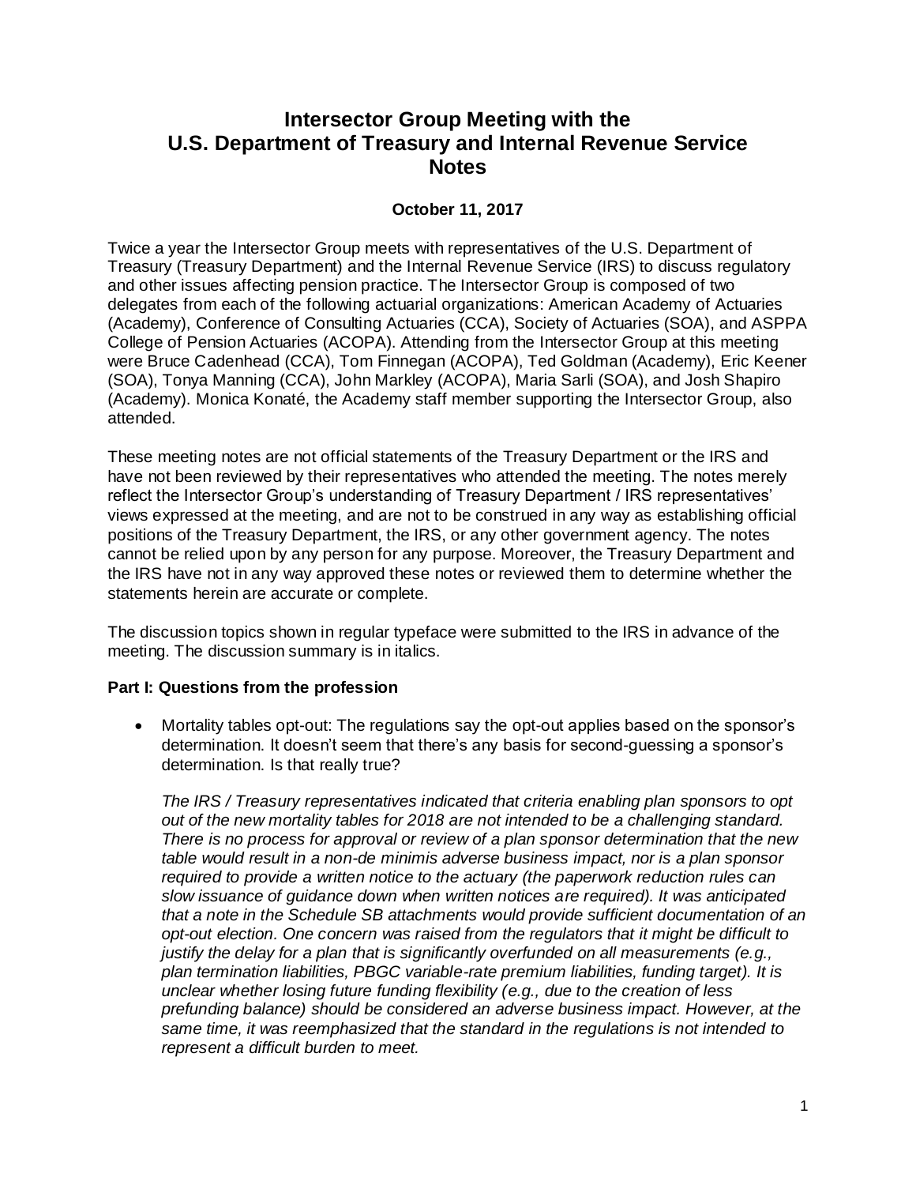# Intersector Group Meeting with the U.S. Department of Treasury and Internal Revenue Service Notes

**October 11, 2017**

Twice a year the Intersector Group meets with representatives of the U.S. Department of Treasury (Treasury Department) and the Internal Revenue Service (IRS) to discuss regulatory and other issues affecting pension practice. The Intersector Group is composed of two delegates from each of the following actuarial organizations: American Academy of Actuaries (Academy), Conference of Consulting Actuaries (CCA), Society of Actuaries (SOA), and ASPPA College of Pension Actuaries (ACOPA). Attending from the Intersector Group at this meeting were Bruce Cadenhead (CCA), Tom Finnegan (ACOPA), Ted Goldman (Academy), Eric Keener (SOA), Tonya Manning (CCA), John Markley (ACOPA), Maria Sarli (SOA), and Josh Shapiro (Academy). Monica Konaté, the Academy staff member supporting the Intersector Group, also attended.

These meeting notes are not official statements of the Treasury Department or the IRS and have not been reviewed by their representatives who attended the meeting. The notes merely reflect the Intersector Group's understanding of Treasury Department / IRS representatives' views expressed at the meeting, and are not to be construed in any way as establishing official positions of the Treasury Department, the IRS, or any other government agency. The notes cannot be relied upon by any person for any purpose. Moreover, the Treasury Department and the IRS have not in any way approved these notes or reviewed them to determine whether the statements herein are accurate or complete.

The discussion topics shown in regular typeface were submitted to the IRS in advance of the meeting. The discussion summary is in italics.

**Part I: Questions from the profession**

- Mortality tables opt-out: The regulations say the opt-out applies based on the sponsor's determination. It doesn't seem that there's any basis for second-guessing a sponsor's determination. Is that really true?

  *The IRS / Treasury representatives indicated that criteria enabling plan sponsors to opt out of the new mortality tables for 2018 are not intended to be a challenging standard. There is no process for approval or review of a plan sponsor determination that the new table would result in a non-de minimis adverse business impact, nor is a plan sponsor required to provide a written notice to the actuary (the paperwork reduction rules can slow issuance of guidance down when written notices are required). It was anticipated that a note in the Schedule SB attachments would provide sufficient documentation of an opt-out election. One concern was raised from the regulators that it might be difficult to justify the delay for a plan that is significantly overfunded on all measurements (e.g., plan termination liabilities, PBGC variable-rate premium liabilities, funding target). It is unclear whether losing future funding flexibility (e.g., due to the creation of less prefunding balance) should be considered an adverse business impact. However, at the same time, it was reemphasized that the standard in the regulations is not intended to represent a difficult burden to meet.*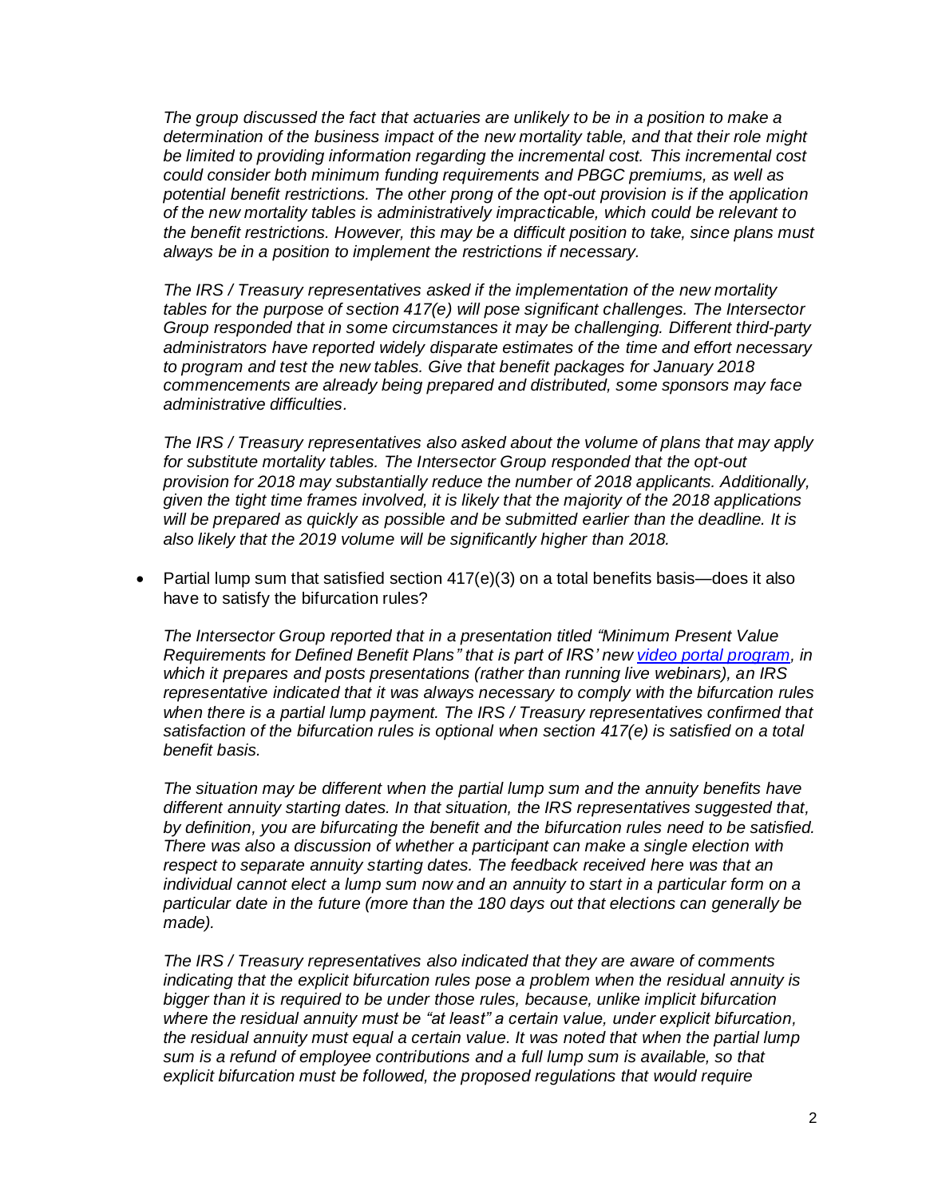*The group discussed the fact that actuaries are unlikely to be in a position to make a determination of the business impact of the new mortality table, and that their role might be limited to providing information regarding the incremental cost. This incremental cost could consider both minimum funding requirements and PBGC premiums, as well as potential benefit restrictions. The other prong of the opt-out provision is if the application of the new mortality tables is administratively impracticable, which could be relevant to the benefit restrictions. However, this may be a difficult position to take, since plans must always be in a position to implement the restrictions if necessary.*

*The IRS / Treasury representatives asked if the implementation of the new mortality tables for the purpose of section 417(e) will pose significant challenges. The Intersector Group responded that in some circumstances it may be challenging. Different third-party administrators have reported widely disparate estimates of the time and effort necessary to program and test the new tables. Give that benefit packages for January 2018 commencements are already being prepared and distributed, some sponsors may face administrative difficulties.*

*The IRS / Treasury representatives also asked about the volume of plans that may apply for substitute mortality tables. The Intersector Group responded that the opt-out provision for 2018 may substantially reduce the number of 2018 applicants. Additionally, given the tight time frames involved, it is likely that the majority of the 2018 applications will be prepared as quickly as possible and be submitted earlier than the deadline. It is also likely that the 2019 volume will be significantly higher than 2018.*

- Partial lump sum that satisfied section 417(e)(3) on a total benefits basis—does it also have to satisfy the bifurcation rules?

  *The Intersector Group reported that in a presentation titled "Minimum Present Value Requirements for Defined Benefit Plans" that is part of IRS' new video portal program, in which it prepares and posts presentations (rather than running live webinars), an IRS representative indicated that it was always necessary to comply with the bifurcation rules when there is a partial lump payment. The IRS / Treasury representatives confirmed that satisfaction of the bifurcation rules is optional when section 417(e) is satisfied on a total benefit basis.*

  *The situation may be different when the partial lump sum and the annuity benefits have different annuity starting dates. In that situation, the IRS representatives suggested that, by definition, you are bifurcating the benefit and the bifurcation rules need to be satisfied. There was also a discussion of whether a participant can make a single election with respect to separate annuity starting dates. The feedback received here was that an individual cannot elect a lump sum now and an annuity to start in a particular form on a particular date in the future (more than the 180 days out that elections can generally be made).*

  *The IRS / Treasury representatives also indicated that they are aware of comments indicating that the explicit bifurcation rules pose a problem when the residual annuity is bigger than it is required to be under those rules, because, unlike implicit bifurcation where the residual annuity must be "at least" a certain value, under explicit bifurcation, the residual annuity must equal a certain value. It was noted that when the partial lump sum is a refund of employee contributions and a full lump sum is available, so that explicit bifurcation must be followed, the proposed regulations that would require*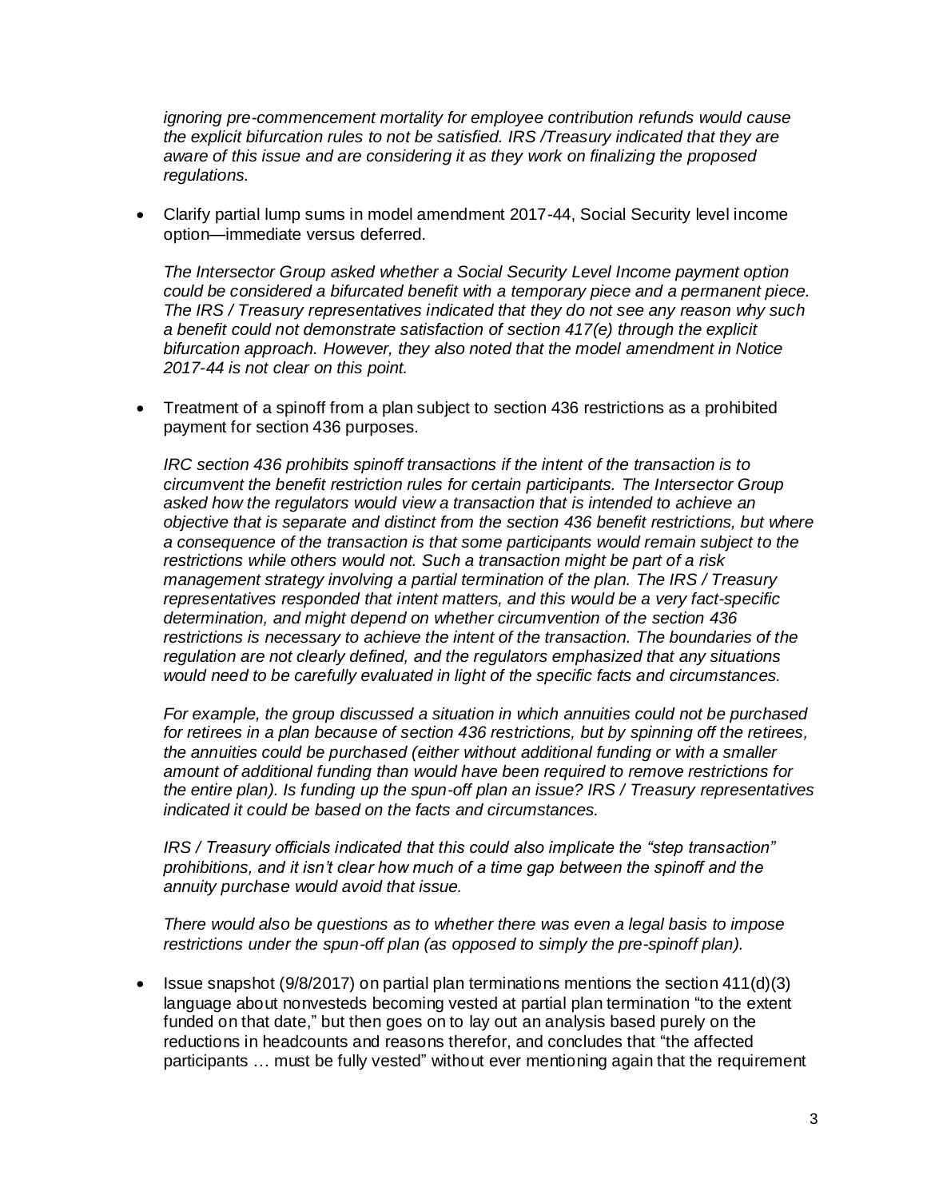*ignoring pre-commencement mortality for employee contribution refunds would cause the explicit bifurcation rules to not be satisfied. IRS /Treasury indicated that they are aware of this issue and are considering it as they work on finalizing the proposed regulations.*

- Clarify partial lump sums in model amendment 2017-44, Social Security level income option—immediate versus deferred.

  *The Intersector Group asked whether a Social Security Level Income payment option could be considered a bifurcated benefit with a temporary piece and a permanent piece. The IRS / Treasury representatives indicated that they do not see any reason why such a benefit could not demonstrate satisfaction of section 417(e) through the explicit bifurcation approach. However, they also noted that the model amendment in Notice 2017-44 is not clear on this point.*

- Treatment of a spinoff from a plan subject to section 436 restrictions as a prohibited payment for section 436 purposes.

  *IRC section 436 prohibits spinoff transactions if the intent of the transaction is to circumvent the benefit restriction rules for certain participants. The Intersector Group asked how the regulators would view a transaction that is intended to achieve an objective that is separate and distinct from the section 436 benefit restrictions, but where a consequence of the transaction is that some participants would remain subject to the restrictions while others would not. Such a transaction might be part of a risk management strategy involving a partial termination of the plan. The IRS / Treasury representatives responded that intent matters, and this would be a very fact-specific determination, and might depend on whether circumvention of the section 436 restrictions is necessary to achieve the intent of the transaction. The boundaries of the regulation are not clearly defined, and the regulators emphasized that any situations would need to be carefully evaluated in light of the specific facts and circumstances.*

  *For example, the group discussed a situation in which annuities could not be purchased for retirees in a plan because of section 436 restrictions, but by spinning off the retirees, the annuities could be purchased (either without additional funding or with a smaller amount of additional funding than would have been required to remove restrictions for the entire plan). Is funding up the spun-off plan an issue? IRS / Treasury representatives indicated it could be based on the facts and circumstances.*

  *IRS / Treasury officials indicated that this could also implicate the "step transaction" prohibitions, and it isn't clear how much of a time gap between the spinoff and the annuity purchase would avoid that issue.*

  *There would also be questions as to whether there was even a legal basis to impose restrictions under the spun-off plan (as opposed to simply the pre-spinoff plan).*

- Issue snapshot (9/8/2017) on partial plan terminations mentions the section 411(d)(3) language about nonvesteds becoming vested at partial plan termination "to the extent funded on that date," but then goes on to lay out an analysis based purely on the reductions in headcounts and reasons therefor, and concludes that "the affected participants … must be fully vested" without ever mentioning again that the requirement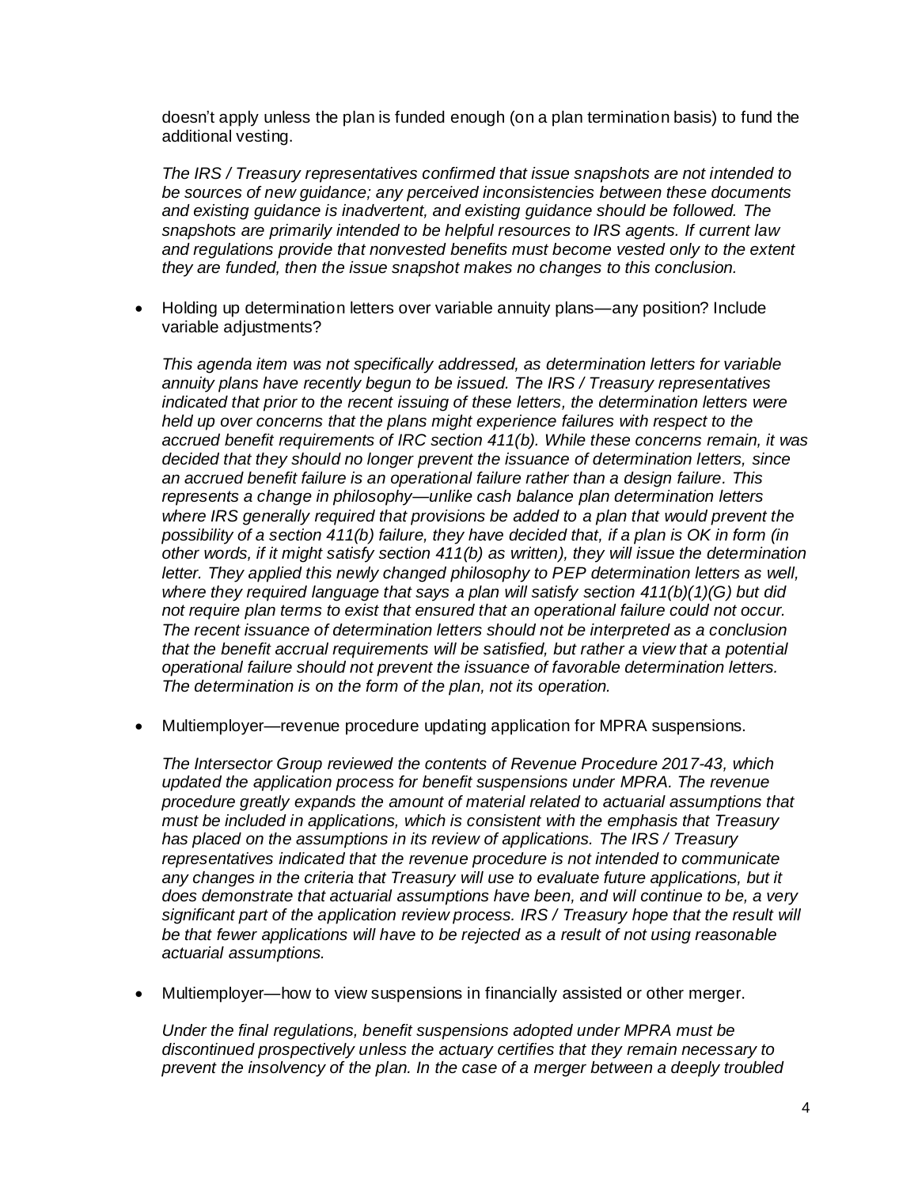doesn't apply unless the plan is funded enough (on a plan termination basis) to fund the additional vesting.

*The IRS / Treasury representatives confirmed that issue snapshots are not intended to be sources of new guidance; any perceived inconsistencies between these documents and existing guidance is inadvertent, and existing guidance should be followed. The snapshots are primarily intended to be helpful resources to IRS agents. If current law and regulations provide that nonvested benefits must become vested only to the extent they are funded, then the issue snapshot makes no changes to this conclusion.*

- Holding up determination letters over variable annuity plans—any position? Include variable adjustments?

  *This agenda item was not specifically addressed, as determination letters for variable annuity plans have recently begun to be issued. The IRS / Treasury representatives indicated that prior to the recent issuing of these letters, the determination letters were held up over concerns that the plans might experience failures with respect to the accrued benefit requirements of IRC section 411(b). While these concerns remain, it was decided that they should no longer prevent the issuance of determination letters, since an accrued benefit failure is an operational failure rather than a design failure. This represents a change in philosophy—unlike cash balance plan determination letters where IRS generally required that provisions be added to a plan that would prevent the possibility of a section 411(b) failure, they have decided that, if a plan is OK in form (in other words, if it might satisfy section 411(b) as written), they will issue the determination letter. They applied this newly changed philosophy to PEP determination letters as well, where they required language that says a plan will satisfy section 411(b)(1)(G) but did not require plan terms to exist that ensured that an operational failure could not occur. The recent issuance of determination letters should not be interpreted as a conclusion that the benefit accrual requirements will be satisfied, but rather a view that a potential operational failure should not prevent the issuance of favorable determination letters. The determination is on the form of the plan, not its operation.*

- Multiemployer—revenue procedure updating application for MPRA suspensions.

  *The Intersector Group reviewed the contents of Revenue Procedure 2017-43, which updated the application process for benefit suspensions under MPRA. The revenue procedure greatly expands the amount of material related to actuarial assumptions that must be included in applications, which is consistent with the emphasis that Treasury has placed on the assumptions in its review of applications. The IRS / Treasury representatives indicated that the revenue procedure is not intended to communicate any changes in the criteria that Treasury will use to evaluate future applications, but it does demonstrate that actuarial assumptions have been, and will continue to be, a very significant part of the application review process. IRS / Treasury hope that the result will be that fewer applications will have to be rejected as a result of not using reasonable actuarial assumptions.*

- Multiemployer—how to view suspensions in financially assisted or other merger.

  *Under the final regulations, benefit suspensions adopted under MPRA must be discontinued prospectively unless the actuary certifies that they remain necessary to prevent the insolvency of the plan. In the case of a merger between a deeply troubled*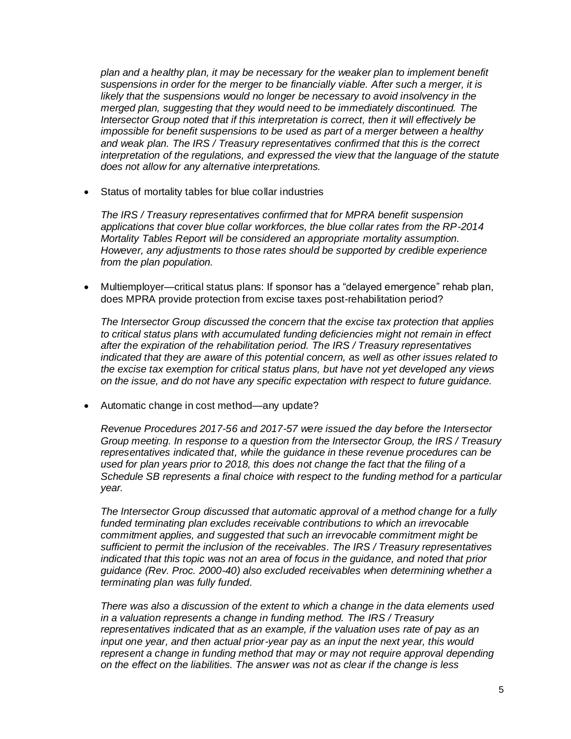*plan and a healthy plan, it may be necessary for the weaker plan to implement benefit suspensions in order for the merger to be financially viable. After such a merger, it is likely that the suspensions would no longer be necessary to avoid insolvency in the merged plan, suggesting that they would need to be immediately discontinued. The Intersector Group noted that if this interpretation is correct, then it will effectively be impossible for benefit suspensions to be used as part of a merger between a healthy and weak plan. The IRS / Treasury representatives confirmed that this is the correct interpretation of the regulations, and expressed the view that the language of the statute does not allow for any alternative interpretations.*

- Status of mortality tables for blue collar industries

  *The IRS / Treasury representatives confirmed that for MPRA benefit suspension applications that cover blue collar workforces, the blue collar rates from the RP-2014 Mortality Tables Report will be considered an appropriate mortality assumption. However, any adjustments to those rates should be supported by credible experience from the plan population.*

- Multiemployer—critical status plans: If sponsor has a "delayed emergence" rehab plan, does MPRA provide protection from excise taxes post-rehabilitation period?

  *The Intersector Group discussed the concern that the excise tax protection that applies to critical status plans with accumulated funding deficiencies might not remain in effect after the expiration of the rehabilitation period. The IRS / Treasury representatives indicated that they are aware of this potential concern, as well as other issues related to the excise tax exemption for critical status plans, but have not yet developed any views on the issue, and do not have any specific expectation with respect to future guidance.*

- Automatic change in cost method—any update?

  *Revenue Procedures 2017-56 and 2017-57 were issued the day before the Intersector Group meeting. In response to a question from the Intersector Group, the IRS / Treasury representatives indicated that, while the guidance in these revenue procedures can be used for plan years prior to 2018, this does not change the fact that the filing of a Schedule SB represents a final choice with respect to the funding method for a particular year.*

  *The Intersector Group discussed that automatic approval of a method change for a fully funded terminating plan excludes receivable contributions to which an irrevocable commitment applies, and suggested that such an irrevocable commitment might be sufficient to permit the inclusion of the receivables. The IRS / Treasury representatives indicated that this topic was not an area of focus in the guidance, and noted that prior guidance (Rev. Proc. 2000-40) also excluded receivables when determining whether a terminating plan was fully funded.*

  *There was also a discussion of the extent to which a change in the data elements used in a valuation represents a change in funding method. The IRS / Treasury representatives indicated that as an example, if the valuation uses rate of pay as an input one year, and then actual prior-year pay as an input the next year, this would represent a change in funding method that may or may not require approval depending on the effect on the liabilities. The answer was not as clear if the change is less*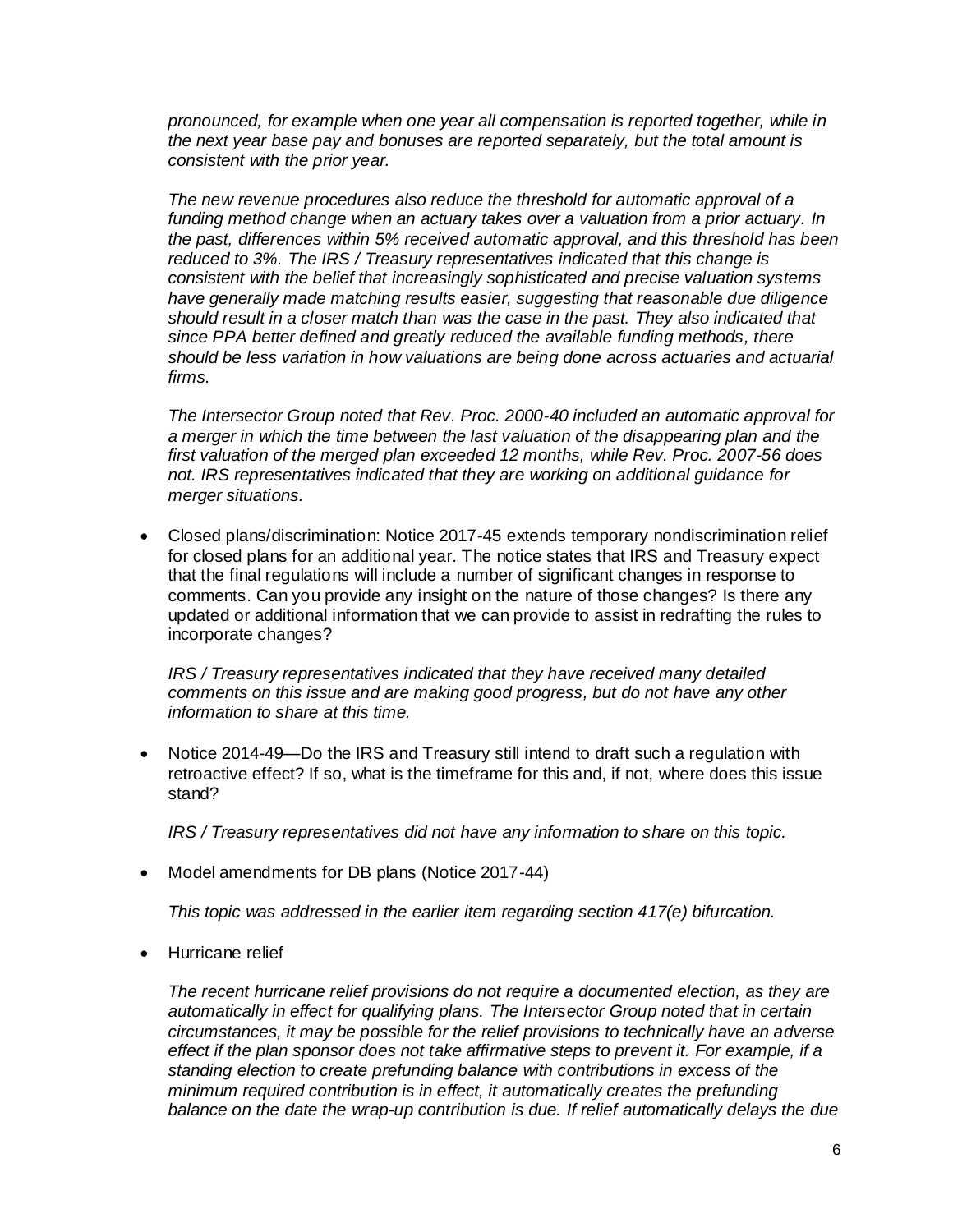*pronounced, for example when one year all compensation is reported together, while in the next year base pay and bonuses are reported separately, but the total amount is consistent with the prior year.*

*The new revenue procedures also reduce the threshold for automatic approval of a funding method change when an actuary takes over a valuation from a prior actuary. In the past, differences within 5% received automatic approval, and this threshold has been reduced to 3%. The IRS / Treasury representatives indicated that this change is consistent with the belief that increasingly sophisticated and precise valuation systems have generally made matching results easier, suggesting that reasonable due diligence should result in a closer match than was the case in the past. They also indicated that since PPA better defined and greatly reduced the available funding methods, there should be less variation in how valuations are being done across actuaries and actuarial firms.*

*The Intersector Group noted that Rev. Proc. 2000-40 included an automatic approval for a merger in which the time between the last valuation of the disappearing plan and the first valuation of the merged plan exceeded 12 months, while Rev. Proc. 2007-56 does not. IRS representatives indicated that they are working on additional guidance for merger situations.*

- Closed plans/discrimination: Notice 2017-45 extends temporary nondiscrimination relief for closed plans for an additional year. The notice states that IRS and Treasury expect that the final regulations will include a number of significant changes in response to comments. Can you provide any insight on the nature of those changes? Is there any updated or additional information that we can provide to assist in redrafting the rules to incorporate changes?

  *IRS / Treasury representatives indicated that they have received many detailed comments on this issue and are making good progress, but do not have any other information to share at this time.*

- Notice 2014-49—Do the IRS and Treasury still intend to draft such a regulation with retroactive effect? If so, what is the timeframe for this and, if not, where does this issue stand?

  *IRS / Treasury representatives did not have any information to share on this topic.*

- Model amendments for DB plans (Notice 2017-44)

  *This topic was addressed in the earlier item regarding section 417(e) bifurcation.*

- Hurricane relief

  *The recent hurricane relief provisions do not require a documented election, as they are automatically in effect for qualifying plans. The Intersector Group noted that in certain circumstances, it may be possible for the relief provisions to technically have an adverse effect if the plan sponsor does not take affirmative steps to prevent it. For example, if a standing election to create prefunding balance with contributions in excess of the minimum required contribution is in effect, it automatically creates the prefunding balance on the date the wrap-up contribution is due. If relief automatically delays the due*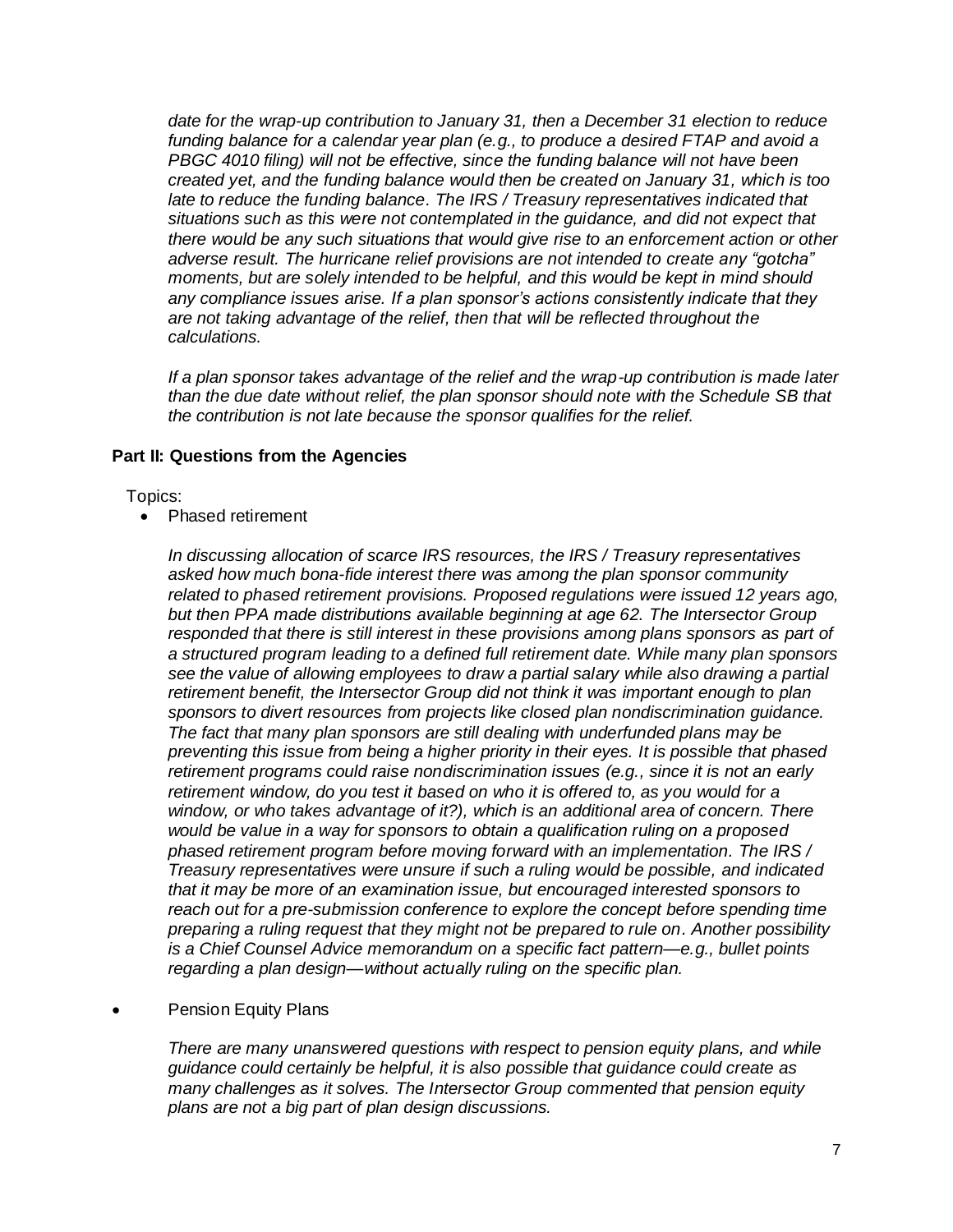*date for the wrap-up contribution to January 31, then a December 31 election to reduce funding balance for a calendar year plan (e.g., to produce a desired FTAP and avoid a PBGC 4010 filing) will not be effective, since the funding balance will not have been created yet, and the funding balance would then be created on January 31, which is too late to reduce the funding balance. The IRS / Treasury representatives indicated that situations such as this were not contemplated in the guidance, and did not expect that there would be any such situations that would give rise to an enforcement action or other adverse result. The hurricane relief provisions are not intended to create any "gotcha" moments, but are solely intended to be helpful, and this would be kept in mind should any compliance issues arise. If a plan sponsor's actions consistently indicate that they are not taking advantage of the relief, then that will be reflected throughout the calculations.*

*If a plan sponsor takes advantage of the relief and the wrap-up contribution is made later than the due date without relief, the plan sponsor should note with the Schedule SB that the contribution is not late because the sponsor qualifies for the relief.*

**Part II: Questions from the Agencies**

Topics:

- Phased retirement

  *In discussing allocation of scarce IRS resources, the IRS / Treasury representatives asked how much bona-fide interest there was among the plan sponsor community related to phased retirement provisions. Proposed regulations were issued 12 years ago, but then PPA made distributions available beginning at age 62. The Intersector Group responded that there is still interest in these provisions among plans sponsors as part of a structured program leading to a defined full retirement date. While many plan sponsors see the value of allowing employees to draw a partial salary while also drawing a partial retirement benefit, the Intersector Group did not think it was important enough to plan sponsors to divert resources from projects like closed plan nondiscrimination guidance. The fact that many plan sponsors are still dealing with underfunded plans may be preventing this issue from being a higher priority in their eyes. It is possible that phased retirement programs could raise nondiscrimination issues (e.g., since it is not an early retirement window, do you test it based on who it is offered to, as you would for a window, or who takes advantage of it?), which is an additional area of concern. There would be value in a way for sponsors to obtain a qualification ruling on a proposed phased retirement program before moving forward with an implementation. The IRS / Treasury representatives were unsure if such a ruling would be possible, and indicated that it may be more of an examination issue, but encouraged interested sponsors to reach out for a pre-submission conference to explore the concept before spending time preparing a ruling request that they might not be prepared to rule on. Another possibility is a Chief Counsel Advice memorandum on a specific fact pattern—e.g., bullet points regarding a plan design—without actually ruling on the specific plan.*

- Pension Equity Plans

  *There are many unanswered questions with respect to pension equity plans, and while guidance could certainly be helpful, it is also possible that guidance could create as many challenges as it solves. The Intersector Group commented that pension equity plans are not a big part of plan design discussions.*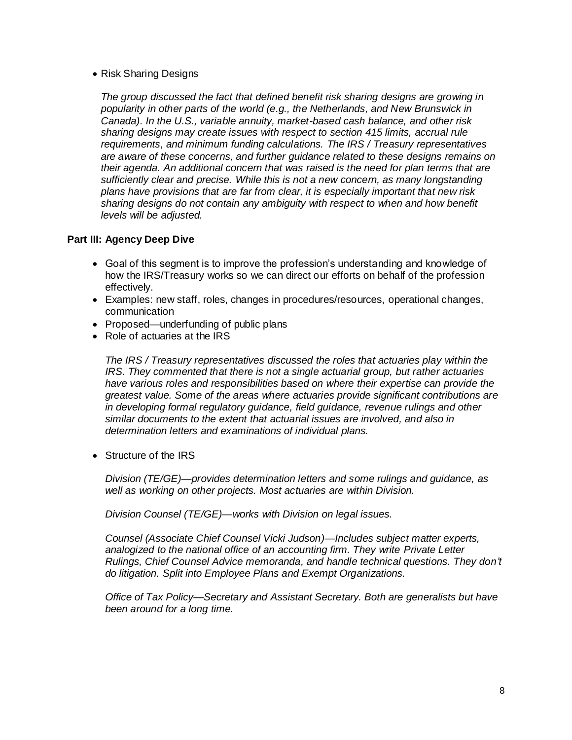- Risk Sharing Designs

  *The group discussed the fact that defined benefit risk sharing designs are growing in popularity in other parts of the world (e.g., the Netherlands, and New Brunswick in Canada). In the U.S., variable annuity, market-based cash balance, and other risk sharing designs may create issues with respect to section 415 limits, accrual rule requirements, and minimum funding calculations. The IRS / Treasury representatives are aware of these concerns, and further guidance related to these designs remains on their agenda. An additional concern that was raised is the need for plan terms that are sufficiently clear and precise. While this is not a new concern, as many longstanding plans have provisions that are far from clear, it is especially important that new risk sharing designs do not contain any ambiguity with respect to when and how benefit levels will be adjusted.*

**Part III: Agency Deep Dive**

- Goal of this segment is to improve the profession's understanding and knowledge of how the IRS/Treasury works so we can direct our efforts on behalf of the profession effectively.
- Examples: new staff, roles, changes in procedures/resources, operational changes, communication
- Proposed—underfunding of public plans
- Role of actuaries at the IRS

  *The IRS / Treasury representatives discussed the roles that actuaries play within the IRS. They commented that there is not a single actuarial group, but rather actuaries have various roles and responsibilities based on where their expertise can provide the greatest value. Some of the areas where actuaries provide significant contributions are in developing formal regulatory guidance, field guidance, revenue rulings and other similar documents to the extent that actuarial issues are involved, and also in determination letters and examinations of individual plans.*

- Structure of the IRS

  *Division (TE/GE)—provides determination letters and some rulings and guidance, as well as working on other projects. Most actuaries are within Division.*

  *Division Counsel (TE/GE)—works with Division on legal issues.*

  *Counsel (Associate Chief Counsel Vicki Judson)—Includes subject matter experts, analogized to the national office of an accounting firm. They write Private Letter Rulings, Chief Counsel Advice memoranda, and handle technical questions. They don't do litigation. Split into Employee Plans and Exempt Organizations.*

  *Office of Tax Policy—Secretary and Assistant Secretary. Both are generalists but have been around for a long time.*